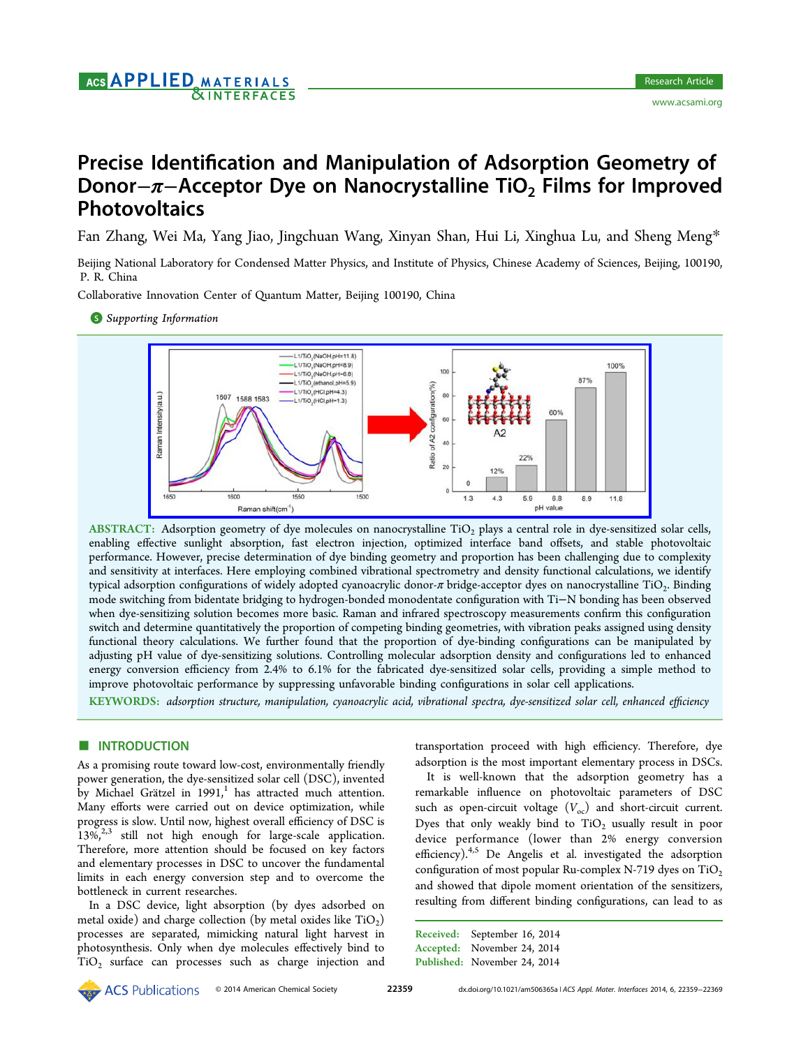# Precise Identification and Manipulation of Adsorption Geometry of Donor−π−Acceptor Dye on Nanocrystalline $TiO_2$ Films for Improved Photovoltaics

Fan Zhang, Wei Ma, Yang Jiao, Jingchuan Wang, Xinyan Shan, Hui Li, Xinghua Lu, and Sheng Meng*

Beijing National Laboratory for Condensed Matter Physics, and Institute of Physics, Chinese Academy of Sciences, Beijing, 100190, P. R. China

Collaborative Innovation Center of Quantum Matter, Beijing 100190, China

Supporting Information

**ABSTRACT:** Adsorption geometry of dye molecules on nanocrystalline $TiO_2$ plays a central role in dye-sensitized solar cells, enabling effective sunlight absorption, fast electron injection, optimized interface band offsets, and stable photovoltaic performance. However, precise determination of dye binding geometry and proportion has been challenging due to complexity and sensitivity at interfaces. Here employing combined vibrational spectrometry and density functional calculations, we identify typical adsorption configurations of widely adopted cyanoacrylic donor-π bridge-acceptor dyes on nanocrystalline $TiO_2$. Binding mode switching from bidentate bridging to hydrogen-bonded monodentate configuration with Ti−N bonding has been observed when dye-sensitizing solution becomes more basic. Raman and infrared spectroscopy measurements confirm this configuration switch and determine quantitatively the proportion of competing binding geometries, with vibration peaks assigned using density functional theory calculations. We further found that the proportion of dye-binding configurations can be manipulated by adjusting pH value of dye-sensitizing solutions. Controlling molecular adsorption density and configurations led to enhanced energy conversion efficiency from 2.4% to 6.1% for the fabricated dye-sensitized solar cells, providing a simple method to improve photovoltaic performance by suppressing unfavorable binding configurations in solar cell applications.

**KEYWORDS:** *adsorption structure, manipulation, cyanoacrylic acid, vibrational spectra, dye-sensitized solar cell, enhanced efficiency*

## INTRODUCTION

As a promising route toward low-cost, environmentally friendly power generation, the dye-sensitized solar cell (DSC), invented by Michael Grätzel in 1991,[1] has attracted much attention. Many efforts were carried out on device optimization, while progress is slow. Until now, highest overall efficiency of DSC is 13%,[2,3] still not high enough for large-scale application. Therefore, more attention should be focused on key factors and elementary processes in DSC to uncover the fundamental limits in each energy conversion step and to overcome the bottleneck in current researches.

In a DSC device, light absorption (by dyes adsorbed on metal oxide) and charge collection (by metal oxides like $TiO_2$) processes are separated, mimicking natural light harvest in photosynthesis. Only when dye molecules effectively bind to $TiO_2$ surface can processes such as charge injection and transportation proceed with high efficiency. Therefore, dye adsorption is the most important elementary process in DSCs.

It is well-known that the adsorption geometry has a remarkable influence on photovoltaic parameters of DSC such as open-circuit voltage ($V_{oc}$) and short-circuit current. Dyes that only weakly bind to $TiO_2$ usually result in poor device performance (lower than 2% energy conversion efficiency).[4,5] De Angelis et al. investigated the adsorption configuration of most popular Ru-complex N-719 dyes on $TiO_2$ and showed that dipole moment orientation of the sensitizers, resulting from different binding configurations, can lead to as

Received: September 16, 2014
Accepted: November 24, 2014
Published: November 24, 2014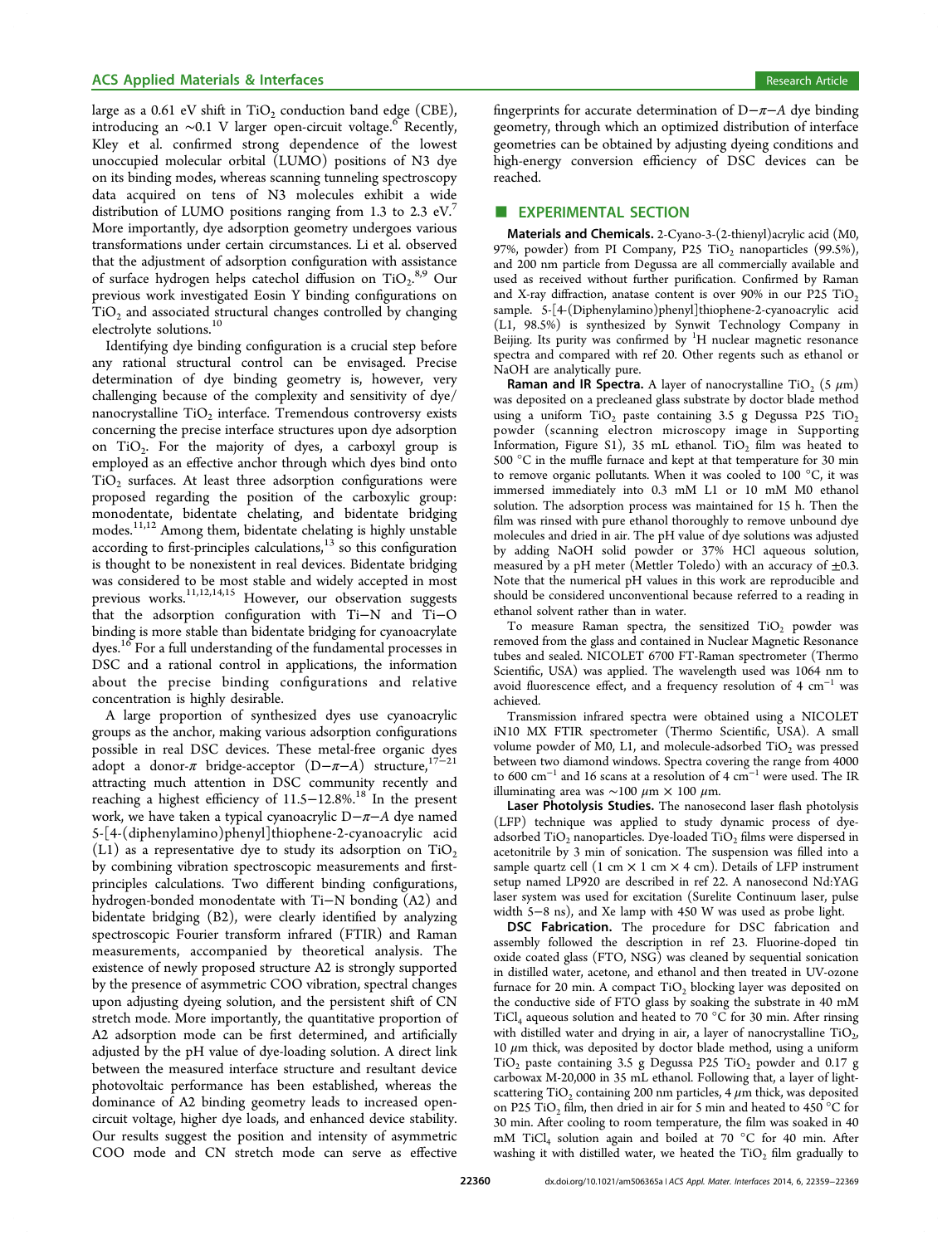large as a 0.61 eV shift in $TiO_2$ conduction band edge (CBE), introducing an ∼0.1 V larger open-circuit voltage.[6] Recently, Kley et al. confirmed strong dependence of the lowest unoccupied molecular orbital (LUMO) positions of N3 dye on its binding modes, whereas scanning tunneling spectroscopy data acquired on tens of N3 molecules exhibit a wide distribution of LUMO positions ranging from 1.3 to 2.3 eV.[7] More importantly, dye adsorption geometry undergoes various transformations under certain circumstances. Li et al. observed that the adjustment of adsorption configuration with assistance of surface hydrogen helps catechol diffusion on $TiO_2$.[8,9] Our previous work investigated Eosin Y binding configurations on $TiO_2$ and associated structural changes controlled by changing electrolyte solutions.[10]

Identifying dye binding configuration is a crucial step before any rational structural control can be envisaged. Precise determination of dye binding geometry is, however, very challenging because of the complexity and sensitivity of dye/nanocrystalline $TiO_2$ interface. Tremendous controversy exists concerning the precise interface structures upon dye adsorption on $TiO_2$. For the majority of dyes, a carboxyl group is employed as an effective anchor through which dyes bind onto $TiO_2$ surfaces. At least three adsorption configurations were proposed regarding the position of the carboxylic group: monodentate, bidentate chelating, and bidentate bridging modes.[11,12] Among them, bidentate chelating is highly unstable according to first-principles calculations,[13] so this configuration is thought to be nonexistent in real devices. Bidentate bridging was considered to be most stable and widely accepted in most previous works.[11,12,14,15] However, our observation suggests that the adsorption configuration with Ti−N and Ti−O binding is more stable than bidentate bridging for cyanoacrylate dyes.[16] For a full understanding of the fundamental processes in DSC and a rational control in applications, the information about the precise binding configurations and relative concentration is highly desirable.

A large proportion of synthesized dyes use cyanoacrylic groups as the anchor, making various adsorption configurations possible in real DSC devices. These metal-free organic dyes adopt a donor-π bridge-acceptor (D−π−A) structure,[17−21] attracting much attention in DSC community recently and reaching a highest efficiency of 11.5−12.8%.[18] In the present work, we have taken a typical cyanoacrylic D−π−A dye named 5-[4-(diphenylamino)phenyl]thiophene-2-cyanoacrylic acid (L1) as a representative dye to study its adsorption on $TiO_2$ by combining vibration spectroscopic measurements and first-principles calculations. Two different binding configurations, hydrogen-bonded monodentate with Ti−N bonding (A2) and bidentate bridging (B2), were clearly identified by analyzing spectroscopic Fourier transform infrared (FTIR) and Raman measurements, accompanied by theoretical analysis. The existence of newly proposed structure A2 is strongly supported by the presence of asymmetric COO vibration, spectral changes upon adjusting dyeing solution, and the persistent shift of CN stretch mode. More importantly, the quantitative proportion of A2 adsorption mode can be first determined, and artificially adjusted by the pH value of dye-loading solution. A direct link between the measured interface structure and resultant device photovoltaic performance has been established, whereas the dominance of A2 binding geometry leads to increased open-circuit voltage, higher dye loads, and enhanced device stability. Our results suggest the position and intensity of asymmetric COO mode and CN stretch mode can serve as effective fingerprints for accurate determination of D−π−A dye binding geometry, through which an optimized distribution of interface geometries can be obtained by adjusting dyeing conditions and high-energy conversion efficiency of DSC devices can be reached.

## EXPERIMENTAL SECTION

**Materials and Chemicals.** 2-Cyano-3-(2-thienyl)acrylic acid (M0, 97%, powder) from PI Company, P25 $TiO_2$ nanoparticles (99.5%), and 200 nm particle from Degussa are all commercially available and used as received without further purification. Confirmed by Raman and X-ray diffraction, anatase content is over 90% in our P25 $TiO_2$ sample. 5-[4-(Diphenylamino)phenyl]thiophene-2-cyanoacrylic acid (L1, 98.5%) is synthesized by Synwit Technology Company in Beijing. Its purity was confirmed by $^1H$ nuclear magnetic resonance spectra and compared with ref 20. Other regents such as ethanol or NaOH are analytically pure.

**Raman and IR Spectra.** A layer of nanocrystalline $TiO_2$ (5 μm) was deposited on a precleaned glass substrate by doctor blade method using a uniform $TiO_2$ paste containing 3.5 g Degussa P25 $TiO_2$ powder (scanning electron microscopy image in Supporting Information, Figure S1), 35 mL ethanol. $TiO_2$ film was heated to 500 °C in the muffle furnace and kept at that temperature for 30 min to remove organic pollutants. When it was cooled to 100 °C, it was immersed immediately into 0.3 mM L1 or 10 mM M0 ethanol solution. The adsorption process was maintained for 15 h. Then the film was rinsed with pure ethanol thoroughly to remove unbound dye molecules and dried in air. The pH value of dye solutions was adjusted by adding NaOH solid powder or 37% HCl aqueous solution, measured by a pH meter (Mettler Toledo) with an accuracy of ±0.3. Note that the numerical pH values in this work are reproducible and should be considered unconventional because referred to a reading in ethanol solvent rather than in water.

To measure Raman spectra, the sensitized $TiO_2$ powder was removed from the glass and contained in Nuclear Magnetic Resonance tubes and sealed. NICOLET 6700 FT-Raman spectrometer (Thermo Scientific, USA) was applied. The wavelength used was 1064 nm to avoid fluorescence effect, and a frequency resolution of 4 $cm^{-1}$ was achieved.

Transmission infrared spectra were obtained using a NICOLET iN10 MX FTIR spectrometer (Thermo Scientific, USA). A small volume powder of M0, L1, and molecule-adsorbed $TiO_2$ was pressed between two diamond windows. Spectra covering the range from 4000 to 600 $cm^{-1}$ and 16 scans at a resolution of 4 $cm^{-1}$ were used. The IR illuminating area was ∼100 μm × 100 μm.

**Laser Photolysis Studies.** The nanosecond laser flash photolysis (LFP) technique was applied to study dynamic process of dye-adsorbed $TiO_2$ nanoparticles. Dye-loaded $TiO_2$ films were dispersed in acetonitrile by 3 min of sonication. The suspension was filled into a sample quartz cell (1 cm × 1 cm × 4 cm). Details of LFP instrument setup named LP920 are described in ref 22. A nanosecond Nd:YAG laser system was used for excitation (Surelite Continuum laser, pulse width 5−8 ns), and Xe lamp with 450 W was used as probe light.

**DSC Fabrication.** The procedure for DSC fabrication and assembly followed the description in ref 23. Fluorine-doped tin oxide coated glass (FTO, NSG) was cleaned by sequential sonication in distilled water, acetone, and ethanol and then treated in UV-ozone furnace for 20 min. A compact $TiO_2$ blocking layer was deposited on the conductive side of FTO glass by soaking the substrate in 40 mM $TiCl_4$ aqueous solution and heated to 70 °C for 30 min. After rinsing with distilled water and drying in air, a layer of nanocrystalline $TiO_2$, 10 μm thick, was deposited by doctor blade method, using a uniform $TiO_2$ paste containing 3.5 g Degussa P25 $TiO_2$ powder and 0.17 g carbowax M-20,000 in 35 mL ethanol. Following that, a layer of light-scattering $TiO_2$ containing 200 nm particles, 4 μm thick, was deposited on P25 $TiO_2$ film, then dried in air for 5 min and heated to 450 °C for 30 min. After cooling to room temperature, the film was soaked in 40 mM $TiCl_4$ solution again and boiled at 70 °C for 40 min. After washing it with distilled water, we heated the $TiO_2$ film gradually to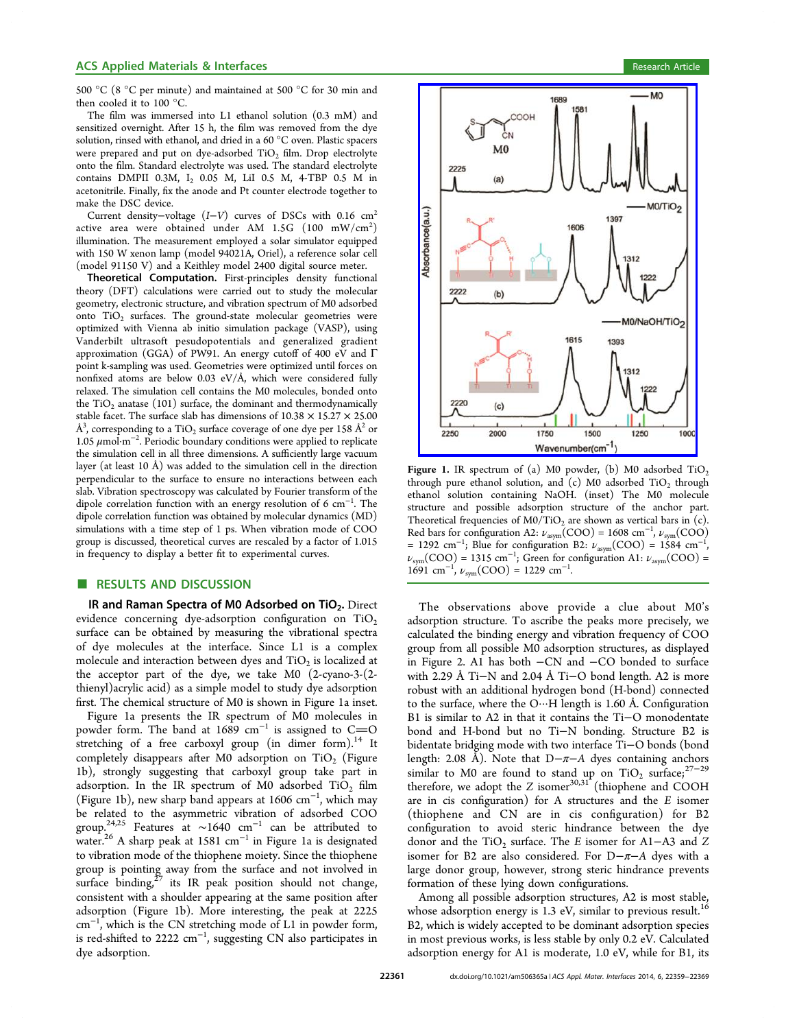500 °C (8 °C per minute) and maintained at 500 °C for 30 min and then cooled it to 100 °C.

The film was immersed into L1 ethanol solution (0.3 mM) and sensitized overnight. After 15 h, the film was removed from the dye solution, rinsed with ethanol, and dried in a 60 °C oven. Plastic spacers were prepared and put on dye-adsorbed $TiO_2$ film. Drop electrolyte onto the film. Standard electrolyte was used. The standard electrolyte contains DMPII 0.3M, $I_2$ 0.05 M, LiI 0.5 M, 4-TBP 0.5 M in acetonitrile. Finally, fix the anode and Pt counter electrode together to make the DSC device.

Current density−voltage ($I$−$V$) curves of DSCs with 0.16 $cm^2$ active area were obtained under AM 1.5G (100 $mW/cm^2$) illumination. The measurement employed a solar simulator equipped with 150 W xenon lamp (model 94021A, Oriel), a reference solar cell (model 91150 V) and a Keithley model 2400 digital source meter.

**Theoretical Computation.** First-principles density functional theory (DFT) calculations were carried out to study the molecular geometry, electronic structure, and vibration spectrum of M0 adsorbed onto $TiO_2$ surfaces. The ground-state molecular geometries were optimized with Vienna ab initio simulation package (VASP), using Vanderbilt ultrasoft pesudopotentials and generalized gradient approximation (GGA) of PW91. An energy cutoff of 400 eV and Γ point k-sampling was used. Geometries were optimized until forces on nonfixed atoms are below 0.03 eV/Å, which were considered fully relaxed. The simulation cell contains the M0 molecules, bonded onto the $TiO_2$ anatase (101) surface, the dominant and thermodynamically stable facet. The surface slab has dimensions of 10.38 × 15.27 × 25.00 $Å^3$, corresponding to a $TiO_2$ surface coverage of one dye per 158 $Å^2$ or 1.05 $\mu mol \cdot m^{-2}$. Periodic boundary conditions were applied to replicate the simulation cell in all three dimensions. A sufficiently large vacuum layer (at least 10 Å) was added to the simulation cell in the direction perpendicular to the surface to ensure no interactions between each slab. Vibration spectroscopy was calculated by Fourier transform of the dipole correlation function with an energy resolution of 6 $cm^{-1}$. The dipole correlation function was obtained by molecular dynamics (MD) simulations with a time step of 1 ps. When vibration mode of COO group is discussed, theoretical curves are rescaled by a factor of 1.015 in frequency to display a better fit to experimental curves.

## RESULTS AND DISCUSSION

**IR and Raman Spectra of M0 Adsorbed on $TiO_2$.** Direct evidence concerning dye-adsorption configuration on $TiO_2$ surface can be obtained by measuring the vibrational spectra of dye molecules at the interface. Since L1 is a complex molecule and interaction between dyes and $TiO_2$ is localized at the acceptor part of the dye, we take M0 (2-cyano-3-(2-thienyl)acrylic acid) as a simple model to study dye adsorption first. The chemical structure of M0 is shown in Figure 1a inset.

Figure 1a presents the IR spectrum of M0 molecules in powder form. The band at 1689 $cm^{-1}$ is assigned to C═O stretching of a free carboxyl group (in dimer form).[14] It completely disappears after M0 adsorption on $TiO_2$ (Figure 1b), strongly suggesting that carboxyl group take part in adsorption. In the IR spectrum of M0 adsorbed $TiO_2$ film (Figure 1b), new sharp band appears at 1606 $cm^{-1}$, which may be related to the asymmetric vibration of adsorbed COO group.[24,25] Features at ∼1640 $cm^{-1}$ can be attributed to water.[26] A sharp peak at 1581 $cm^{-1}$ in Figure 1a is designated to vibration mode of the thiophene moiety. Since the thiophene group is pointing away from the surface and not involved in surface binding,[27] its IR peak position should not change, consistent with a shoulder appearing at the same position after adsorption (Figure 1b). More interesting, the peak at 2225 $cm^{-1}$, which is the CN stretching mode of L1 in powder form, is red-shifted to 2222 $cm^{-1}$, suggesting CN also participates in dye adsorption.

Figure 1. IR spectrum of (a) M0 powder, (b) M0 adsorbed $TiO_2$ through pure ethanol solution, and (c) M0 adsorbed $TiO_2$ through ethanol solution containing NaOH. (inset) The M0 molecule structure and possible adsorption structure of the anchor part. Theoretical frequencies of M0/$TiO_2$ are shown as vertical bars in (c). Red bars for configuration A2: $\nu_{asym}$(COO) = 1608 $cm^{-1}$, $\nu_{sym}$(COO) = 1292 $cm^{-1}$; Blue for configuration B2: $\nu_{asym}$(COO) = 1584 $cm^{-1}$, $\nu_{sym}$(COO) = 1315 $cm^{-1}$; Green for configuration A1: $\nu_{asym}$(COO) = 1691 $cm^{-1}$, $\nu_{sym}$(COO) = 1229 $cm^{-1}$.

The observations above provide a clue about M0's adsorption structure. To ascribe the peaks more precisely, we calculated the binding energy and vibration frequency of COO group from all possible M0 adsorption structures, as displayed in Figure 2. A1 has both −CN and −CO bonded to surface with 2.29 Å Ti−N and 2.04 Å Ti−O bond length. A2 is more robust with an additional hydrogen bond (H-bond) connected to the surface, where the O···H length is 1.60 Å. Configuration B1 is similar to A2 in that it contains the Ti−O monodentate bond and H-bond but no Ti−N bonding. Structure B2 is bidentate bridging mode with two interface Ti−O bonds (bond length: 2.08 Å). Note that D−π−A dyes containing anchors similar to M0 are found to stand up on $TiO_2$ surface;[27−29] therefore, we adopt the Z isomer[30,31] (thiophene and COOH are in cis configuration) for A structures and the E isomer (thiophene and CN are in cis configuration) for B2 configuration to avoid steric hindrance between the dye donor and the $TiO_2$ surface. The E isomer for A1−A3 and Z isomer for B2 are also considered. For D−π−A dyes with a large donor group, however, strong steric hindrance prevents formation of these lying down configurations.

Among all possible adsorption structures, A2 is most stable, whose adsorption energy is 1.3 eV, similar to previous result.[16] B2, which is widely accepted to be dominant adsorption species in most previous works, is less stable by only 0.2 eV. Calculated adsorption energy for A1 is moderate, 1.0 eV, while for B1, its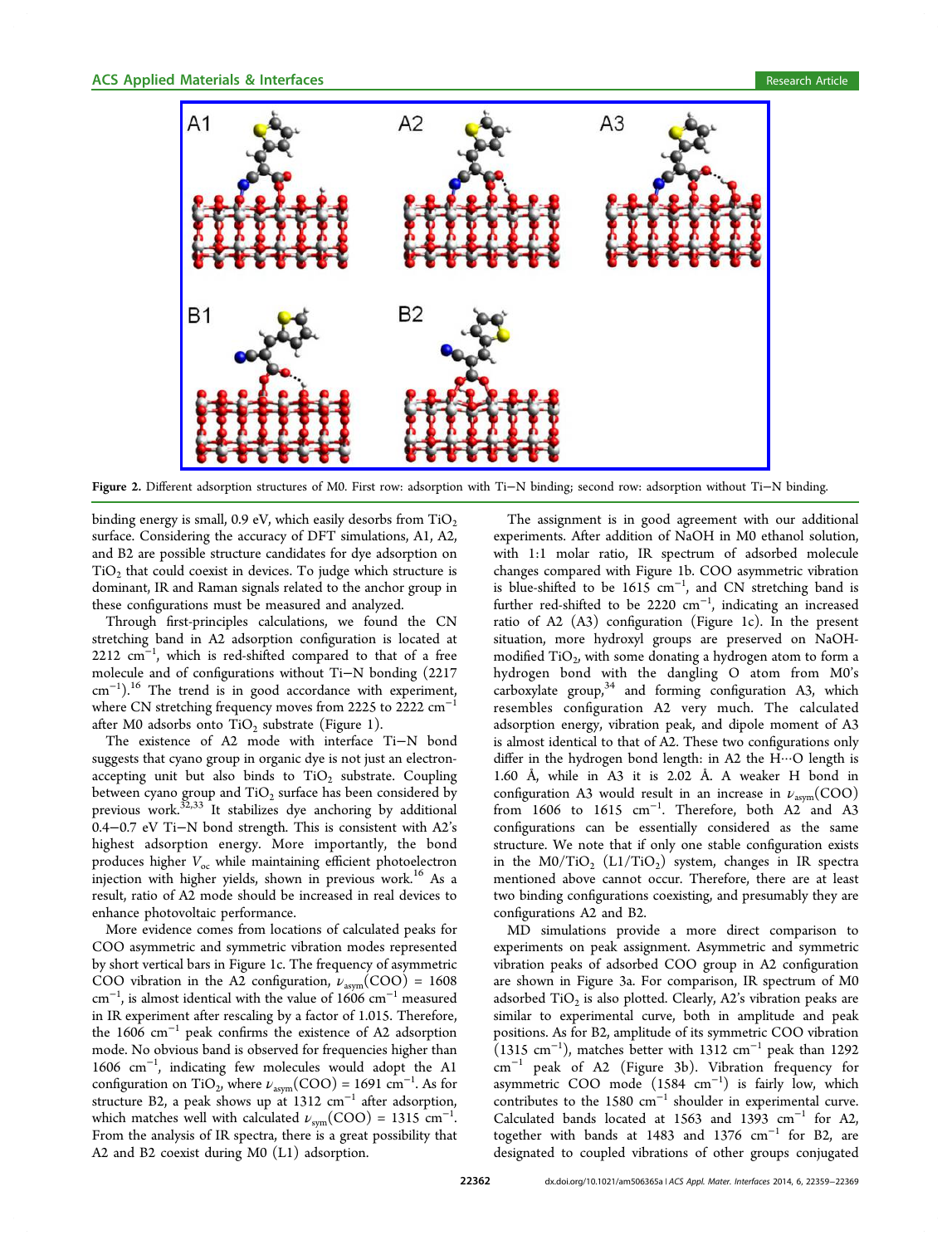Figure 2. Different adsorption structures of M0. First row: adsorption with Ti−N binding; second row: adsorption without Ti−N binding.

binding energy is small, 0.9 eV, which easily desorbs from $TiO_2$ surface. Considering the accuracy of DFT simulations, A1, A2, and B2 are possible structure candidates for dye adsorption on $TiO_2$ that could coexist in devices. To judge which structure is dominant, IR and Raman signals related to the anchor group in these configurations must be measured and analyzed.

Through first-principles calculations, we found the CN stretching band in A2 adsorption configuration is located at 2212 $cm^{-1}$, which is red-shifted compared to that of a free molecule and of configurations without Ti−N bonding (2217 $cm^{-1}$).[16] The trend is in good accordance with experiment, where CN stretching frequency moves from 2225 to 2222 $cm^{-1}$ after M0 adsorbs onto $TiO_2$ substrate (Figure 1).

The existence of A2 mode with interface Ti−N bond suggests that cyano group in organic dye is not just an electron-accepting unit but also binds to $TiO_2$ substrate. Coupling between cyano group and $TiO_2$ surface has been considered by previous work.[32,33] It stabilizes dye anchoring by additional 0.4−0.7 eV Ti−N bond strength. This is consistent with A2's highest adsorption energy. More importantly, the bond produces higher $V_{oc}$ while maintaining efficient photoelectron injection with higher yields, shown in previous work.[16] As a result, ratio of A2 mode should be increased in real devices to enhance photovoltaic performance.

More evidence comes from locations of calculated peaks for COO asymmetric and symmetric vibration modes represented by short vertical bars in Figure 1c. The frequency of asymmetric COO vibration in the A2 configuration, $\nu_{asym}(COO)$ = 1608 $cm^{-1}$, is almost identical with the value of 1606 $cm^{-1}$ measured in IR experiment after rescaling by a factor of 1.015. Therefore, the 1606 $cm^{-1}$ peak confirms the existence of A2 adsorption mode. No obvious band is observed for frequencies higher than 1606 $cm^{-1}$, indicating few molecules would adopt the A1 configuration on $TiO_2$, where $\nu_{asym}(COO)$ = 1691 $cm^{-1}$. As for structure B2, a peak shows up at 1312 $cm^{-1}$ after adsorption, which matches well with calculated $\nu_{sym}(COO)$ = 1315 $cm^{-1}$. From the analysis of IR spectra, there is a great possibility that A2 and B2 coexist during M0 (L1) adsorption.

The assignment is in good agreement with our additional experiments. After addition of NaOH in M0 ethanol solution, with 1:1 molar ratio, IR spectrum of adsorbed molecule changes compared with Figure 1b. COO asymmetric vibration is blue-shifted to be 1615 $cm^{-1}$, and CN stretching band is further red-shifted to be 2220 $cm^{-1}$, indicating an increased ratio of A2 (A3) configuration (Figure 1c). In the present situation, more hydroxyl groups are preserved on NaOH-modified $TiO_2$, with some donating a hydrogen atom to form a hydrogen bond with the dangling O atom from M0's carboxylate group,[34] and forming configuration A3, which resembles configuration A2 very much. The calculated adsorption energy, vibration peak, and dipole moment of A3 is almost identical to that of A2. These two configurations only differ in the hydrogen bond length: in A2 the H···O length is 1.60 Å, while in A3 it is 2.02 Å. A weaker H bond in configuration A3 would result in an increase in $\nu_{asym}(COO)$ from 1606 to 1615 $cm^{-1}$. Therefore, both A2 and A3 configurations can be essentially considered as the same structure. We note that if only one stable configuration exists in the M0/$TiO_2$ (L1/$TiO_2$) system, changes in IR spectra mentioned above cannot occur. Therefore, there are at least two binding configurations coexisting, and presumably they are configurations A2 and B2.

MD simulations provide a more direct comparison to experiments on peak assignment. Asymmetric and symmetric vibration peaks of adsorbed COO group in A2 configuration are shown in Figure 3a. For comparison, IR spectrum of M0 adsorbed $TiO_2$ is also plotted. Clearly, A2's vibration peaks are similar to experimental curve, both in amplitude and peak positions. As for B2, amplitude of its symmetric COO vibration (1315 $cm^{-1}$), matches better with 1312 $cm^{-1}$ peak than 1292 $cm^{-1}$ peak of A2 (Figure 3b). Vibration frequency for asymmetric COO mode (1584 $cm^{-1}$) is fairly low, which contributes to the 1580 $cm^{-1}$ shoulder in experimental curve. Calculated bands located at 1563 and 1393 $cm^{-1}$ for A2, together with bands at 1483 and 1376 $cm^{-1}$ for B2, are designated to coupled vibrations of other groups conjugated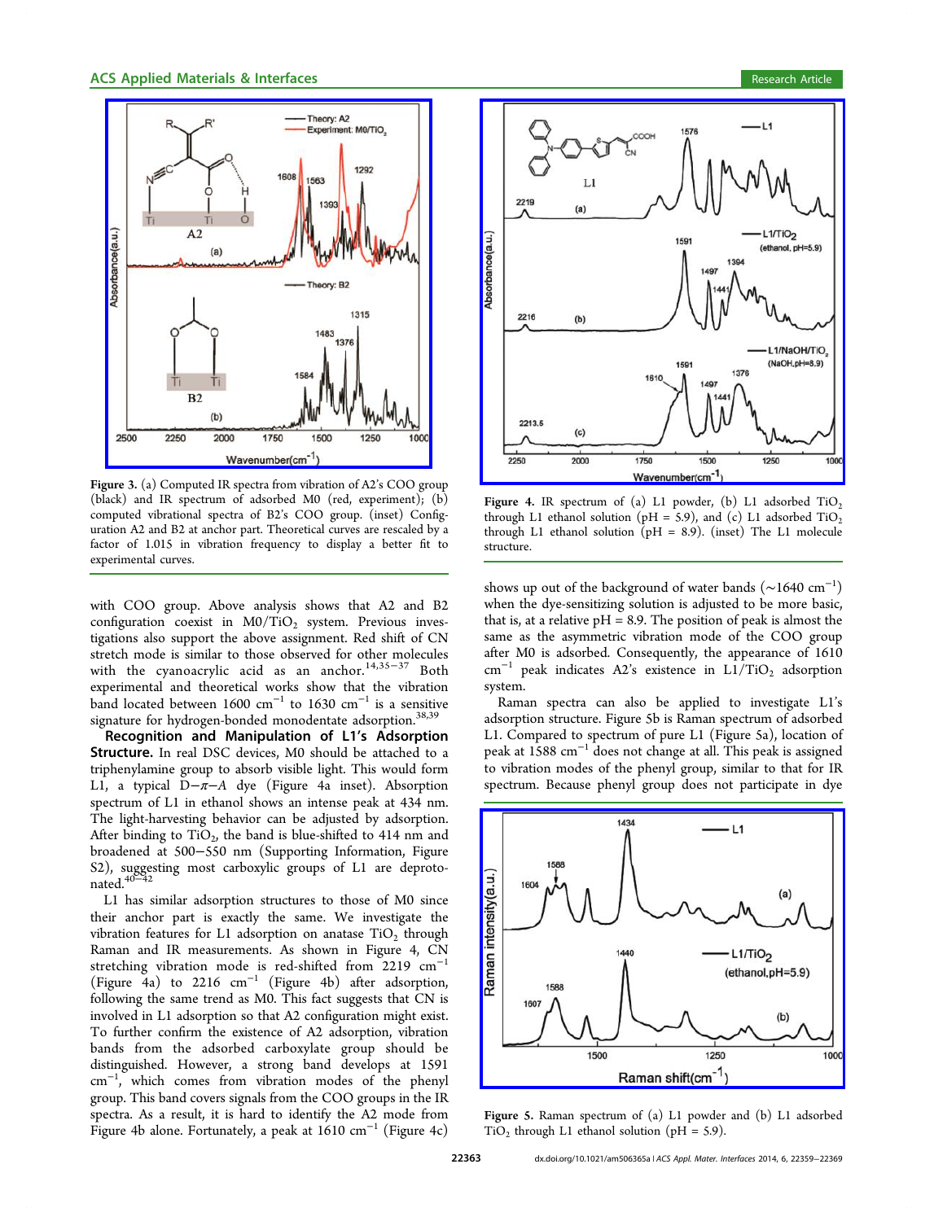Figure 3. (a) Computed IR spectra from vibration of A2's COO group (black) and IR spectrum of adsorbed M0 (red, experiment); (b) computed vibrational spectra of B2's COO group. (inset) Configuration A2 and B2 at anchor part. Theoretical curves are rescaled by a factor of 1.015 in vibration frequency to display a better fit to experimental curves.

Figure 4. IR spectrum of (a) L1 powder, (b) L1 adsorbed $TiO_2$ through L1 ethanol solution (pH = 5.9), and (c) L1 adsorbed $TiO_2$ through L1 ethanol solution (pH = 8.9). (inset) The L1 molecule structure.

with COO group. Above analysis shows that A2 and B2 configuration coexist in $M0/TiO_2$ system. Previous investigations also support the above assignment. Red shift of CN stretch mode is similar to those observed for other molecules with the cyanoacrylic acid as an anchor.[14,35−37] Both experimental and theoretical works show that the vibration band located between 1600 $cm^{-1}$ to 1630 $cm^{-1}$ is a sensitive signature for hydrogen-bonded monodentate adsorption.[38,39]

**Recognition and Manipulation of L1's Adsorption Structure.** In real DSC devices, M0 should be attached to a triphenylamine group to absorb visible light. This would form L1, a typical D−π−A dye (Figure 4a inset). Absorption spectrum of L1 in ethanol shows an intense peak at 434 nm. The light-harvesting behavior can be adjusted by adsorption. After binding to $TiO_2$, the band is blue-shifted to 414 nm and broadened at 500−550 nm (Supporting Information, Figure S2), suggesting most carboxylic groups of L1 are deprotonated.[40−42]

L1 has similar adsorption structures to those of M0 since their anchor part is exactly the same. We investigate the vibration features for L1 adsorption on anatase $TiO_2$ through Raman and IR measurements. As shown in Figure 4, CN stretching vibration mode is red-shifted from 2219 $cm^{-1}$ (Figure 4a) to 2216 $cm^{-1}$ (Figure 4b) after adsorption, following the same trend as M0. This fact suggests that CN is involved in L1 adsorption so that A2 configuration might exist. To further confirm the existence of A2 adsorption, vibration bands from the adsorbed carboxylate group should be distinguished. However, a strong band develops at 1591 $cm^{-1}$, which comes from vibration modes of the phenyl group. This band covers signals from the COO groups in the IR spectra. As a result, it is hard to identify the A2 mode from Figure 4b alone. Fortunately, a peak at 1610 $cm^{-1}$ (Figure 4c) shows up out of the background of water bands (∼1640 $cm^{-1}$) when the dye-sensitizing solution is adjusted to be more basic, that is, at a relative pH = 8.9. The position of peak is almost the same as the asymmetric vibration mode of the COO group after M0 is adsorbed. Consequently, the appearance of 1610 $cm^{-1}$ peak indicates A2's existence in $L1/TiO_2$ adsorption system.

Raman spectra can also be applied to investigate L1's adsorption structure. Figure 5b is Raman spectrum of adsorbed L1. Compared to spectrum of pure L1 (Figure 5a), location of peak at 1588 $cm^{-1}$ does not change at all. This peak is assigned to vibration modes of the phenyl group, similar to that for IR spectrum. Because phenyl group does not participate in dye

Figure 5. Raman spectrum of (a) L1 powder and (b) L1 adsorbed $TiO_2$ through L1 ethanol solution (pH = 5.9).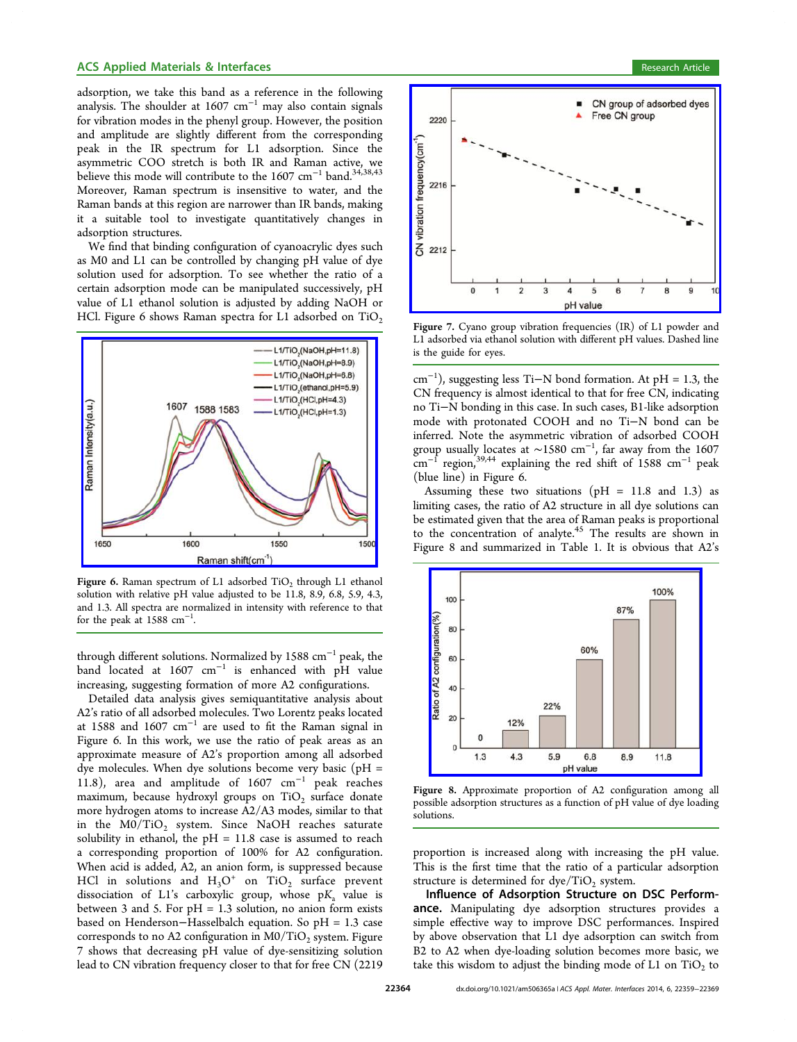adsorption, we take this band as a reference in the following analysis. The shoulder at 1607 $cm^{-1}$ may also contain signals for vibration modes in the phenyl group. However, the position and amplitude are slightly different from the corresponding peak in the IR spectrum for L1 adsorption. Since the asymmetric COO stretch is both IR and Raman active, we believe this mode will contribute to the 1607 $cm^{-1}$ band.[34,38,43] Moreover, Raman spectrum is insensitive to water, and the Raman bands at this region are narrower than IR bands, making it a suitable tool to investigate quantitatively changes in adsorption structures.

We find that binding configuration of cyanoacrylic dyes such as M0 and L1 can be controlled by changing pH value of dye solution used for adsorption. To see whether the ratio of a certain adsorption mode can be manipulated successively, pH value of L1 ethanol solution is adjusted by adding NaOH or HCl. Figure 6 shows Raman spectra for L1 adsorbed on $TiO_2$ through different solutions. Normalized by 1588 $cm^{-1}$ peak, the band located at 1607 $cm^{-1}$ is enhanced with pH value increasing, suggesting formation of more A2 configurations.

Figure 6. Raman spectrum of L1 adsorbed $TiO_2$ through L1 ethanol solution with relative pH value adjusted to be 11.8, 8.9, 6.8, 5.9, 4.3, and 1.3. All spectra are normalized in intensity with reference to that for the peak at 1588 $cm^{-1}$.

Detailed data analysis gives semiquantitative analysis about A2's ratio of all adsorbed molecules. Two Lorentz peaks located at 1588 and 1607 $cm^{-1}$ are used to fit the Raman signal in Figure 6. In this work, we use the ratio of peak areas as an approximate measure of A2's proportion among all adsorbed dye molecules. When dye solutions become very basic (pH = 11.8), area and amplitude of 1607 $cm^{-1}$ peak reaches maximum, because hydroxyl groups on $TiO_2$ surface donate more hydrogen atoms to increase A2/A3 modes, similar to that in the M0/$TiO_2$ system. Since NaOH reaches saturate solubility in ethanol, the pH = 11.8 case is assumed to reach a corresponding proportion of 100% for A2 configuration. When acid is added, A2, an anion form, is suppressed because HCl in solutions and $H_3O^+$ on $TiO_2$ surface prevent dissociation of L1's carboxylic group, whose p$K_a$ value is between 3 and 5. For pH = 1.3 solution, no anion form exists based on Henderson−Hasselbalch equation. So pH = 1.3 case corresponds to no A2 configuration in M0/$TiO_2$ system. Figure 7 shows that decreasing pH value of dye-sensitizing solution lead to CN vibration frequency closer to that for free CN (2219 $cm^{-1}$), suggesting less Ti−N bond formation. At pH = 1.3, the CN frequency is almost identical to that for free CN, indicating no Ti−N bonding in this case. In such cases, B1-like adsorption mode with protonated COOH and no Ti−N bond can be inferred. Note the asymmetric vibration of adsorbed COOH group usually locates at ~1580 $cm^{-1}$, far away from the 1607 $cm^{-1}$ region,[39,44] explaining the red shift of 1588 $cm^{-1}$ peak (blue line) in Figure 6.

Figure 7. Cyano group vibration frequencies (IR) of L1 powder and L1 adsorbed via ethanol solution with different pH values. Dashed line is the guide for eyes.

Assuming these two situations (pH = 11.8 and 1.3) as limiting cases, the ratio of A2 structure in all dye solutions can be estimated given that the area of Raman peaks is proportional to the concentration of analyte.[45] The results are shown in Figure 8 and summarized in Table 1. It is obvious that A2's proportion is increased along with increasing the pH value. This is the first time that the ratio of a particular adsorption structure is determined for dye/$TiO_2$ system.

Figure 8. Approximate proportion of A2 configuration among all possible adsorption structures as a function of pH value of dye loading solutions.

**Influence of Adsorption Structure on DSC Performance.** Manipulating dye adsorption structures provides a simple effective way to improve DSC performances. Inspired by above observation that L1 dye adsorption can switch from B2 to A2 when dye-loading solution becomes more basic, we take this wisdom to adjust the binding mode of L1 on $TiO_2$ to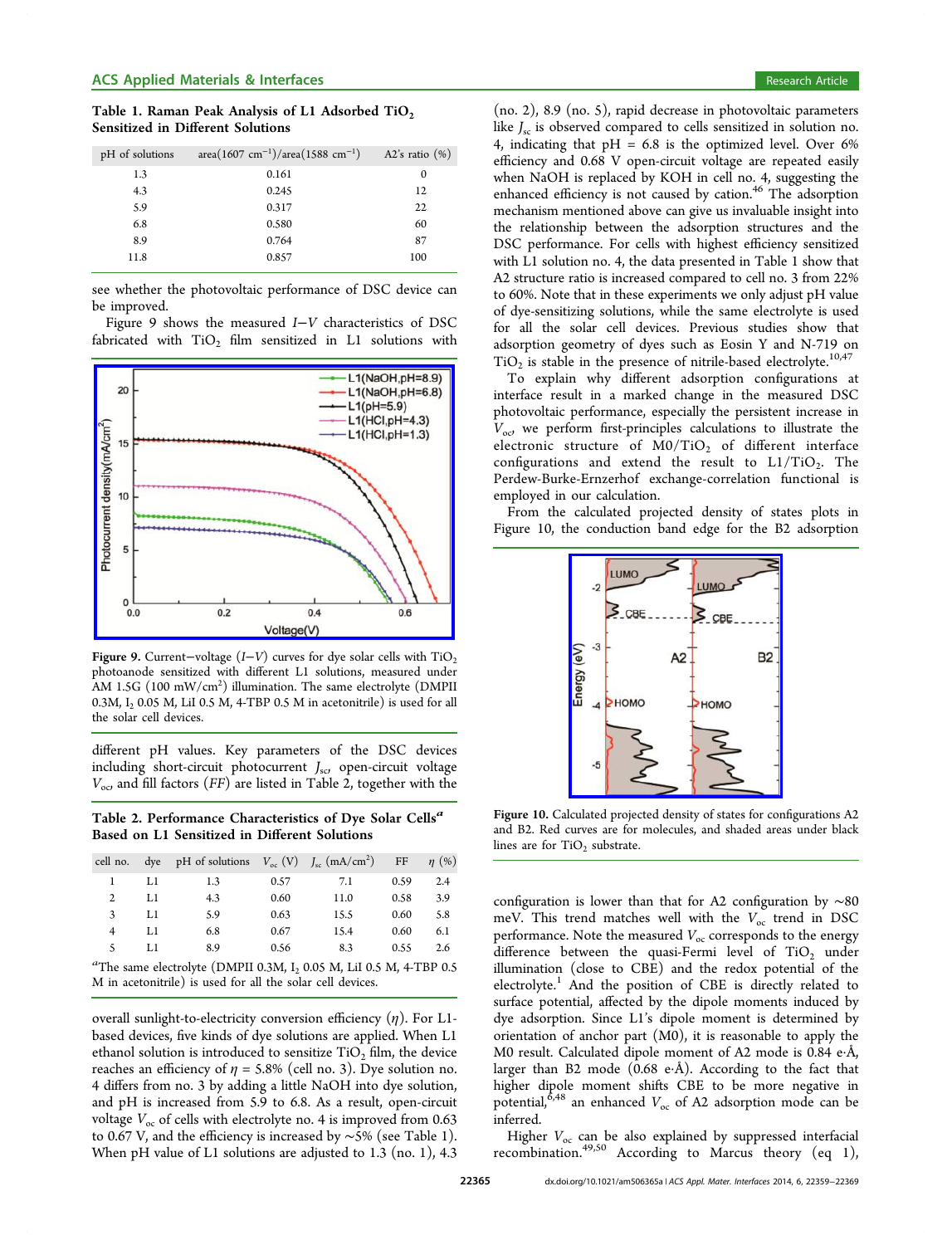Table 1. Raman Peak Analysis of L1 Adsorbed $TiO_2$ Sensitized in Different Solutions

| pH of solutions | area(1607 $cm^{-1}$)/area(1588 $cm^{-1}$) | A2's ratio (%) |
|---|---|---|
| 1.3 | 0.161 | 0 |
| 4.3 | 0.245 | 12 |
| 5.9 | 0.317 | 22 |
| 6.8 | 0.580 | 60 |
| 8.9 | 0.764 | 87 |
| 11.8 | 0.857 | 100 |

see whether the photovoltaic performance of DSC device can be improved.

Figure 9 shows the measured $I-V$ characteristics of DSC fabricated with $TiO_2$ film sensitized in L1 solutions with different pH values. Key parameters of the DSC devices including short-circuit photocurrent $J_{sc}$, open-circuit voltage $V_{oc}$, and fill factors ($FF$) are listed in Table 2, together with the overall sunlight-to-electricity conversion efficiency ($\eta$). For L1-based devices, five kinds of dye solutions are applied. When L1 ethanol solution is introduced to sensitize $TiO_2$ film, the device reaches an efficiency of $\eta$ = 5.8% (cell no. 3). Dye solution no. 4 differs from no. 3 by adding a little NaOH into dye solution, and pH is increased from 5.9 to 6.8. As a result, open-circuit voltage $V_{oc}$ of cells with electrolyte no. 4 is improved from 0.63 to 0.67 V, and the efficiency is increased by ~5% (see Table 1). When pH value of L1 solutions are adjusted to 1.3 (no. 1), 4.3 (no. 2), 8.9 (no. 5), rapid decrease in photovoltaic parameters like $J_{sc}$ is observed compared to cells sensitized in solution no. 4, indicating that pH = 6.8 is the optimized level. Over 6% efficiency and 0.68 V open-circuit voltage are repeated easily when NaOH is replaced by KOH in cell no. 4, suggesting the enhanced efficiency is not caused by cation.[46] The adsorption mechanism mentioned above can give us invaluable insight into the relationship between the adsorption structures and the DSC performance. For cells with highest efficiency sensitized with L1 solution no. 4, the data presented in Table 1 show that A2 structure ratio is increased compared to cell no. 3 from 22% to 60%. Note that in these experiments we only adjust pH value of dye-sensitizing solutions, while the same electrolyte is used for all the solar cell devices. Previous studies show that adsorption geometry of dyes such as Eosin Y and N-719 on $TiO_2$ is stable in the presence of nitrile-based electrolyte.[10,47]

Figure 9. Current−voltage ($I-V$) curves for dye solar cells with $TiO_2$ photoanode sensitized with different L1 solutions, measured under AM 1.5G (100 mW/$cm^2$) illumination. The same electrolyte (DMPII 0.3M, $I_2$ 0.05 M, LiI 0.5 M, 4-TBP 0.5 M in acetonitrile) is used for all the solar cell devices.

Table 2. Performance Characteristics of Dye Solar Cells[a] Based on L1 Sensitized in Different Solutions

| cell no. | dye | pH of solutions | $V_{oc}$ (V) | $J_{sc}$ (mA/$cm^2$) | FF | $\eta$ (%) |
|---|---|---|---|---|---|---|
| 1 | L1 | 1.3 | 0.57 | 7.1 | 0.59 | 2.4 |
| 2 | L1 | 4.3 | 0.60 | 11.0 | 0.58 | 3.9 |
| 3 | L1 | 5.9 | 0.63 | 15.5 | 0.60 | 5.8 |
| 4 | L1 | 6.8 | 0.67 | 15.4 | 0.60 | 6.1 |
| 5 | L1 | 8.9 | 0.56 | 8.3 | 0.55 | 2.6 |

[a]The same electrolyte (DMPII 0.3M, $I_2$ 0.05 M, LiI 0.5 M, 4-TBP 0.5 M in acetonitrile) is used for all the solar cell devices.

To explain why different adsorption configurations at interface result in a marked change in the measured DSC photovoltaic performance, especially the persistent increase in $V_{oc}$, we perform first-principles calculations to illustrate the electronic structure of M0/$TiO_2$ of different interface configurations and extend the result to L1/$TiO_2$. The Perdew-Burke-Ernzerhof exchange-correlation functional is employed in our calculation.

From the calculated projected density of states plots in Figure 10, the conduction band edge for the B2 adsorption configuration is lower than that for A2 configuration by ~80 meV. This trend matches well with the $V_{oc}$ trend in DSC performance. Note the measured $V_{oc}$ corresponds to the energy difference between the quasi-Fermi level of $TiO_2$ under illumination (close to CBE) and the redox potential of the electrolyte.[1] And the position of CBE is directly related to surface potential, affected by the dipole moments induced by dye adsorption. Since L1's dipole moment is determined by orientation of anchor part (M0), it is reasonable to apply the M0 result. Calculated dipole moment of A2 mode is 0.84 e·Å, larger than B2 mode (0.68 e·Å). According to the fact that higher dipole moment shifts CBE to be more negative in potential,[6,48] an enhanced $V_{oc}$ of A2 adsorption mode can be inferred.

Figure 10. Calculated projected density of states for configurations A2 and B2. Red curves are for molecules, and shaded areas under black lines are for $TiO_2$ substrate.

Higher $V_{oc}$ can be also explained by suppressed interfacial recombination.[49,50] According to Marcus theory (eq 1),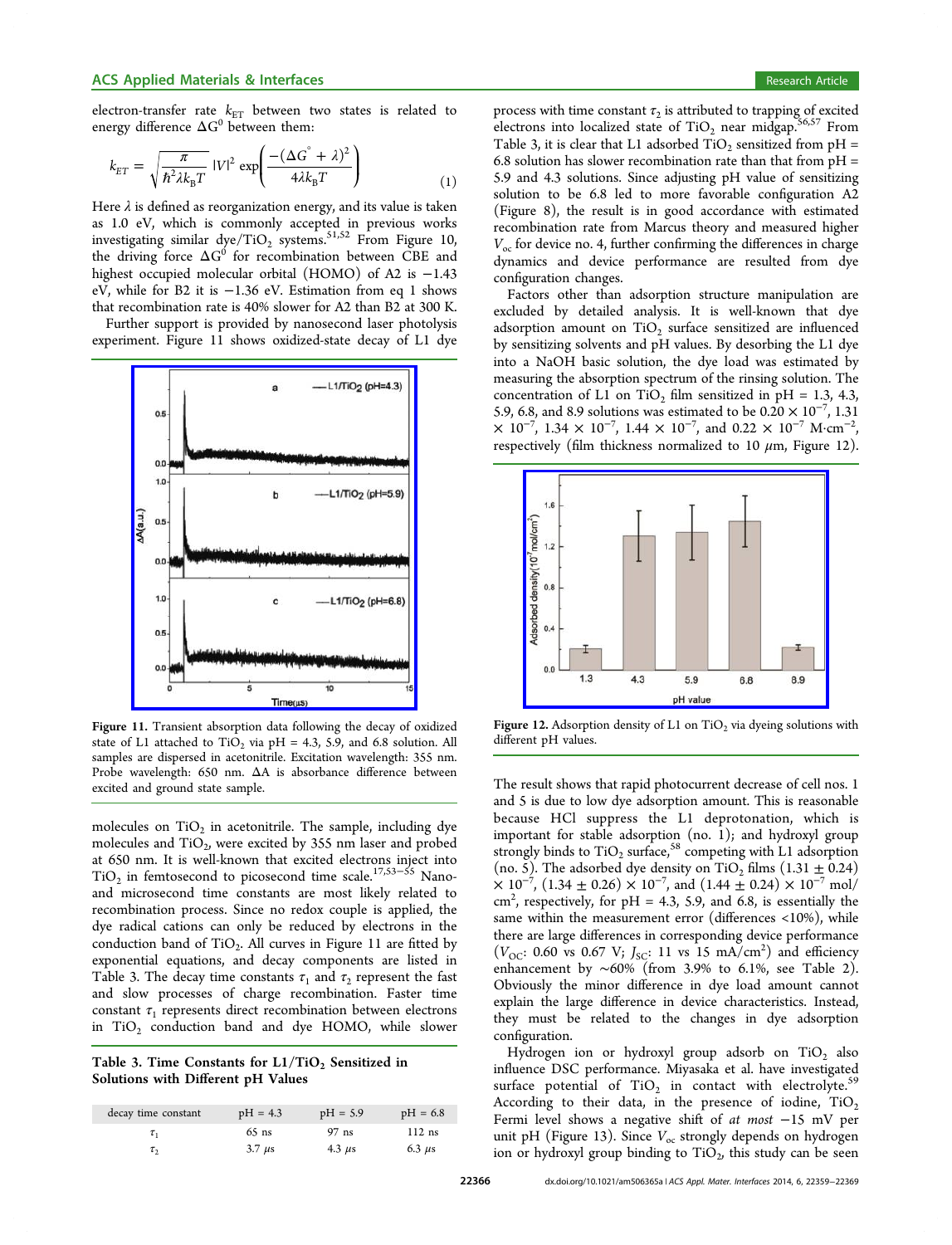electron-transfer rate $k_{ET}$ between two states is related to energy difference $\Delta G^0$ between them:

$$k_{ET} = \sqrt{\frac{\pi}{\hbar^2 \lambda k_B T}} |V|^2 \exp\left(\frac{-(\Delta G^{\circ} + \lambda)^2}{4\lambda k_B T}\right) \quad (1)$$

Here $\lambda$ is defined as reorganization energy, and its value is taken as 1.0 eV, which is commonly accepted in previous works investigating similar dye/$TiO_2$ systems.[51,52] From Figure 10, the driving force $\Delta G^0$ for recombination between CBE and highest occupied molecular orbital (HOMO) of A2 is −1.43 eV, while for B2 it is −1.36 eV. Estimation from eq 1 shows that recombination rate is 40% slower for A2 than B2 at 300 K.

Further support is provided by nanosecond laser photolysis experiment. Figure 11 shows oxidized-state decay of L1 dye molecules on $TiO_2$ in acetonitrile. The sample, including dye molecules and $TiO_2$, were excited by 355 nm laser and probed at 650 nm. It is well-known that excited electrons inject into $TiO_2$ in femtosecond to picosecond time scale.[17,53−55] Nano- and microsecond time constants are most likely related to recombination process. Since no redox couple is applied, the dye radical cations can only be reduced by electrons in the conduction band of $TiO_2$. All curves in Figure 11 are fitted by exponential equations, and decay components are listed in Table 3. The decay time constants $\tau_1$ and $\tau_2$ represent the fast and slow processes of charge recombination. Faster time constant $\tau_1$ represents direct recombination between electrons in $TiO_2$ conduction band and dye HOMO, while slower process with time constant $\tau_2$ is attributed to trapping of excited electrons into localized state of $TiO_2$ near midgap.[56,57] From Table 3, it is clear that L1 adsorbed $TiO_2$ sensitized from pH = 6.8 solution has slower recombination rate than that from pH = 5.9 and 4.3 solutions. Since adjusting pH value of sensitizing solution to be 6.8 led to more favorable configuration A2 (Figure 8), the result is in good accordance with estimated recombination rate from Marcus theory and measured higher $V_{oc}$ for device no. 4, further confirming the differences in charge dynamics and device performance are resulted from dye configuration changes.

Figure 11. Transient absorption data following the decay of oxidized state of L1 attached to $TiO_2$ via pH = 4.3, 5.9, and 6.8 solution. All samples are dispersed in acetonitrile. Excitation wavelength: 355 nm. Probe wavelength: 650 nm. ΔA is absorbance difference between excited and ground state sample.

**Table 3. Time Constants for L1/$TiO_2$ Sensitized in Solutions with Different pH Values**

| decay time constant | pH = 4.3 | pH = 5.9 | pH = 6.8 |
|---|---|---|---|
| $\tau_1$ | 65 ns | 97 ns | 112 ns |
| $\tau_2$ | 3.7 $\mu$s | 4.3 $\mu$s | 6.3 $\mu$s |

Factors other than adsorption structure manipulation are excluded by detailed analysis. It is well-known that dye adsorption amount on $TiO_2$ surface sensitized are influenced by sensitizing solvents and pH values. By desorbing the L1 dye into a NaOH basic solution, the dye load was estimated by measuring the absorption spectrum of the rinsing solution. The concentration of L1 on $TiO_2$ film sensitized in pH = 1.3, 4.3, 5.9, 6.8, and 8.9 solutions was estimated to be $0.20 \times 10^{-7}$, $1.31 \times 10^{-7}$, $1.34 \times 10^{-7}$, $1.44 \times 10^{-7}$, and $0.22 \times 10^{-7}$ M·cm$^{-2}$, respectively (film thickness normalized to 10 $\mu$m, Figure 12).

Figure 12. Adsorption density of L1 on $TiO_2$ via dyeing solutions with different pH values.

The result shows that rapid photocurrent decrease of cell nos. 1 and 5 is due to low dye adsorption amount. This is reasonable because HCl suppress the L1 deprotonation, which is important for stable adsorption (no. 1); and hydroxyl group strongly binds to $TiO_2$ surface,[58] competing with L1 adsorption (no. 5). The adsorbed dye density on $TiO_2$ films $(1.31 \pm 0.24) \times 10^{-7}$, $(1.34 \pm 0.26) \times 10^{-7}$, and $(1.44 \pm 0.24) \times 10^{-7}$ mol/cm$^2$, respectively, for pH = 4.3, 5.9, and 6.8, is essentially the same within the measurement error (differences <10%), while there are large differences in corresponding device performance ($V_{OC}$: 0.60 vs 0.67 V; $J_{SC}$: 11 vs 15 mA/cm$^2$) and efficiency enhancement by ~60% (from 3.9% to 6.1%, see Table 2). Obviously the minor difference in dye load amount cannot explain the large difference in device characteristics. Instead, they must be related to the changes in dye adsorption configuration.

Hydrogen ion or hydroxyl group adsorb on $TiO_2$ also influence DSC performance. Miyasaka et al. have investigated surface potential of $TiO_2$ in contact with electrolyte.[59] According to their data, in the presence of iodine, $TiO_2$ Fermi level shows a negative shift of *at most* −15 mV per unit pH (Figure 13). Since $V_{oc}$ strongly depends on hydrogen ion or hydroxyl group binding to $TiO_2$, this study can be seen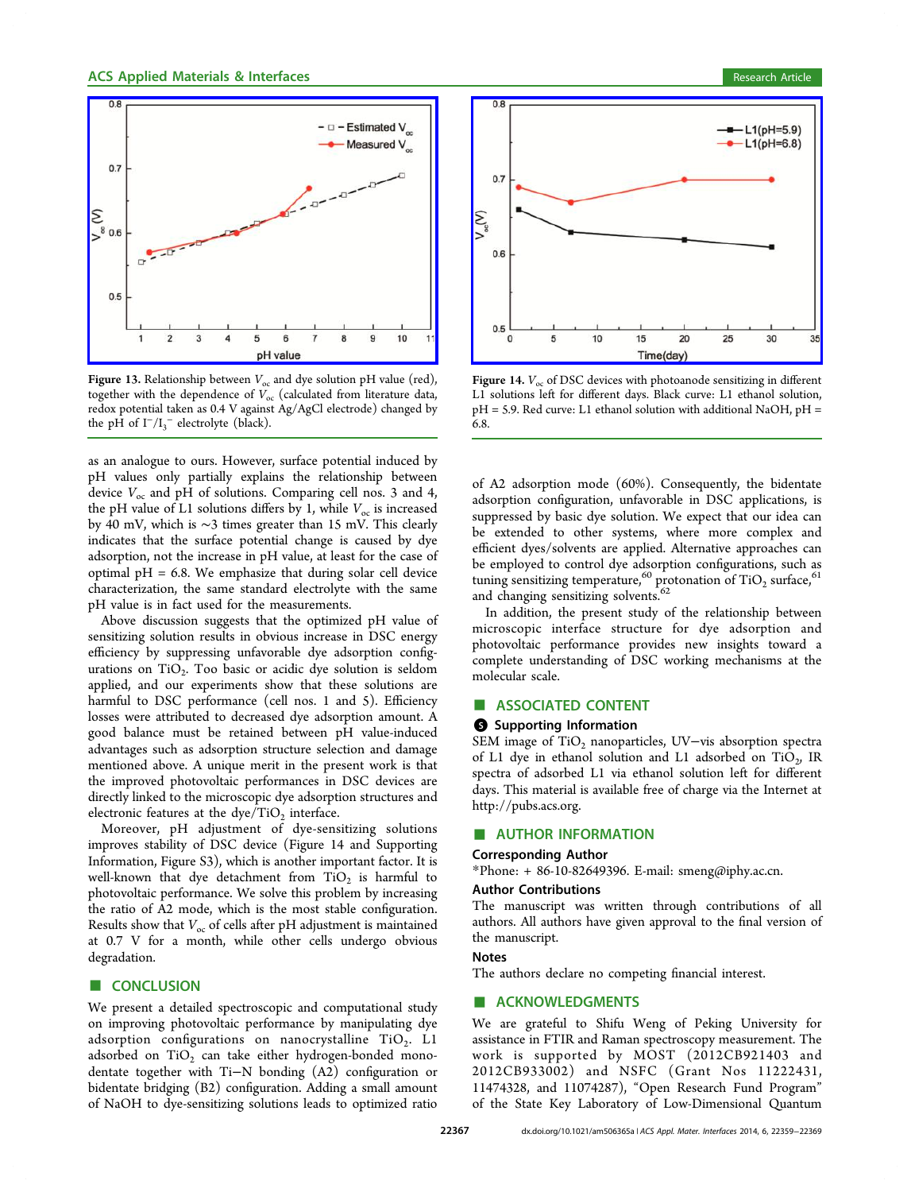Figure 13. Relationship between $V_{oc}$ and dye solution pH value (red), together with the dependence of $V_{oc}$ (calculated from literature data, redox potential taken as 0.4 V against Ag/AgCl electrode) changed by the pH of $I^-/I_3^-$ electrolyte (black).

Figure 14. $V_{oc}$ of DSC devices with photoanode sensitizing in different L1 solutions left for different days. Black curve: L1 ethanol solution, pH = 5.9. Red curve: L1 ethanol solution with additional NaOH, pH = 6.8.

as an analogue to ours. However, surface potential induced by pH values only partially explains the relationship between device $V_{oc}$ and pH of solutions. Comparing cell nos. 3 and 4, the pH value of L1 solutions differs by 1, while $V_{oc}$ is increased by 40 mV, which is ~3 times greater than 15 mV. This clearly indicates that the surface potential change is caused by dye adsorption, not the increase in pH value, at least for the case of optimal pH = 6.8. We emphasize that during solar cell device characterization, the same standard electrolyte with the same pH value is in fact used for the measurements.

Above discussion suggests that the optimized pH value of sensitizing solution results in obvious increase in DSC energy efficiency by suppressing unfavorable dye adsorption configurations on $TiO_2$. Too basic or acidic dye solution is seldom applied, and our experiments show that these solutions are harmful to DSC performance (cell nos. 1 and 5). Efficiency losses were attributed to decreased dye adsorption amount. A good balance must be retained between pH value-induced advantages such as adsorption structure selection and damage mentioned above. A unique merit in the present work is that the improved photovoltaic performances in DSC devices are directly linked to the microscopic dye adsorption structures and electronic features at the dye/$TiO_2$ interface.

Moreover, pH adjustment of dye-sensitizing solutions improves stability of DSC device (Figure 14 and Supporting Information, Figure S3), which is another important factor. It is well-known that dye detachment from $TiO_2$ is harmful to photovoltaic performance. We solve this problem by increasing the ratio of A2 mode, which is the most stable configuration. Results show that $V_{oc}$ of cells after pH adjustment is maintained at 0.7 V for a month, while other cells undergo obvious degradation.

## CONCLUSION

We present a detailed spectroscopic and computational study on improving photovoltaic performance by manipulating dye adsorption configurations on nanocrystalline $TiO_2$. L1 adsorbed on $TiO_2$ can take either hydrogen-bonded monodentate together with Ti−N bonding (A2) configuration or bidentate bridging (B2) configuration. Adding a small amount of NaOH to dye-sensitizing solutions leads to optimized ratio of A2 adsorption mode (60%). Consequently, the bidentate adsorption configuration, unfavorable in DSC applications, is suppressed by basic dye solution. We expect that our idea can be extended to other systems, where more complex and efficient dyes/solvents are applied. Alternative approaches can be employed to control dye adsorption configurations, such as tuning sensitizing temperature,[60] protonation of $TiO_2$ surface,[61] and changing sensitizing solvents.[62]

In addition, the present study of the relationship between microscopic interface structure for dye adsorption and photovoltaic performance provides new insights toward a complete understanding of DSC working mechanisms at the molecular scale.

## ASSOCIATED CONTENT

### Supporting Information

SEM image of $TiO_2$ nanoparticles, UV−vis absorption spectra of L1 dye in ethanol solution and L1 adsorbed on $TiO_2$, IR spectra of adsorbed L1 via ethanol solution left for different days. This material is available free of charge via the Internet at http://pubs.acs.org.

## AUTHOR INFORMATION

### Corresponding Author

*Phone: + 86-10-82649396. E-mail: smeng@iphy.ac.cn.

### Author Contributions

The manuscript was written through contributions of all authors. All authors have given approval to the final version of the manuscript.

### Notes

The authors declare no competing financial interest.

## ACKNOWLEDGMENTS

We are grateful to Shifu Weng of Peking University for assistance in FTIR and Raman spectroscopy measurement. The work is supported by MOST (2012CB921403 and 2012CB933002) and NSFC (Grant Nos 11222431, 11474328, and 11074287), "Open Research Fund Program" of the State Key Laboratory of Low-Dimensional Quantum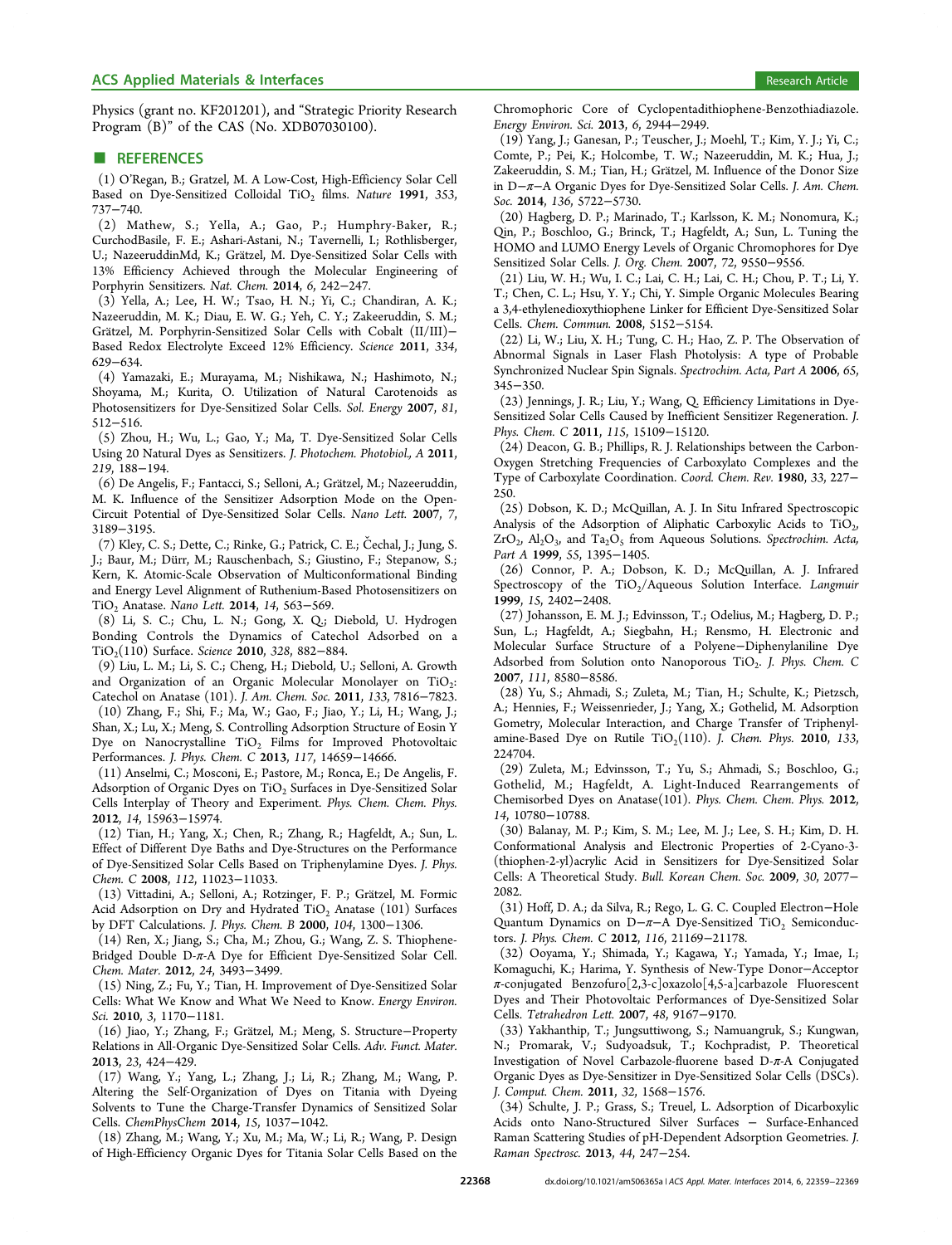Physics (grant no. KF201201), and "Strategic Priority Research Program (B)" of the CAS (No. XDB07030100).

## REFERENCES

(1) O'Regan, B.; Gratzel, M. A Low-Cost, High-Efficiency Solar Cell Based on Dye-Sensitized Colloidal $TiO_2$ films. *Nature* **1991**, *353*, 737−740.

(2) Mathew, S.; Yella, A.; Gao, P.; Humphry-Baker, R.; CurchodBasile, F. E.; Ashari-Astani, N.; Tavernelli, I.; Rothlisberger, U.; NazeeruddinMd, K.; Grätzel, M. Dye-Sensitized Solar Cells with 13% Efficiency Achieved through the Molecular Engineering of Porphyrin Sensitizers. *Nat. Chem.* **2014**, *6*, 242−247.

(3) Yella, A.; Lee, H. W.; Tsao, H. N.; Yi, C.; Chandiran, A. K.; Nazeeruddin, M. K.; Diau, E. W. G.; Yeh, C. Y.; Zakeeruddin, S. M.; Grätzel, M. Porphyrin-Sensitized Solar Cells with Cobalt (II/III)−Based Redox Electrolyte Exceed 12% Efficiency. *Science* **2011**, *334*, 629−634.

(4) Yamazaki, E.; Murayama, M.; Nishikawa, N.; Hashimoto, N.; Shoyama, M.; Kurita, O. Utilization of Natural Carotenoids as Photosensitizers for Dye-Sensitized Solar Cells. *Sol. Energy* **2007**, *81*, 512−516.

(5) Zhou, H.; Wu, L.; Gao, Y.; Ma, T. Dye-Sensitized Solar Cells Using 20 Natural Dyes as Sensitizers. *J. Photochem. Photobiol., A* **2011**, *219*, 188−194.

(6) De Angelis, F.; Fantacci, S.; Selloni, A.; Grätzel, M.; Nazeeruddin, M. K. Influence of the Sensitizer Adsorption Mode on the Open-Circuit Potential of Dye-Sensitized Solar Cells. *Nano Lett.* **2007**, *7*, 3189−3195.

(7) Kley, C. S.; Dette, C.; Rinke, G.; Patrick, C. E.; Čechal, J.; Jung, S. J.; Baur, M.; Dürr, M.; Rauschenbach, S.; Giustino, F.; Stepanow, S.; Kern, K. Atomic-Scale Observation of Multiconformational Binding and Energy Level Alignment of Ruthenium-Based Photosensitizers on $TiO_2$ Anatase. *Nano Lett.* **2014**, *14*, 563−569.

(8) Li, S. C.; Chu, L. N.; Gong, X. Q.; Diebold, U. Hydrogen Bonding Controls the Dynamics of Catechol Adsorbed on a $TiO_2$(110) Surface. *Science* **2010**, *328*, 882−884.

(9) Liu, L. M.; Li, S. C.; Cheng, H.; Diebold, U.; Selloni, A. Growth and Organization of an Organic Molecular Monolayer on $TiO_2$: Catechol on Anatase (101). *J. Am. Chem. Soc.* **2011**, *133*, 7816−7823.

(10) Zhang, F.; Shi, F.; Ma, W.; Gao, F.; Jiao, Y.; Li, H.; Wang, J.; Shan, X.; Lu, X.; Meng, S. Controlling Adsorption Structure of Eosin Y Dye on Nanocrystalline $TiO_2$ Films for Improved Photovoltaic Performances. *J. Phys. Chem. C* **2013**, *117*, 14659−14666.

(11) Anselmi, C.; Mosconi, E.; Pastore, M.; Ronca, E.; De Angelis, F. Adsorption of Organic Dyes on $TiO_2$ Surfaces in Dye-Sensitized Solar Cells Interplay of Theory and Experiment. *Phys. Chem. Chem. Phys.* **2012**, *14*, 15963−15974.

(12) Tian, H.; Yang, X.; Chen, R.; Zhang, R.; Hagfeldt, A.; Sun, L. Effect of Different Dye Baths and Dye-Structures on the Performance of Dye-Sensitized Solar Cells Based on Triphenylamine Dyes. *J. Phys. Chem. C* **2008**, *112*, 11023−11033.

(13) Vittadini, A.; Selloni, A.; Rotzinger, F. P.; Grätzel, M. Formic Acid Adsorption on Dry and Hydrated $TiO_2$ Anatase (101) Surfaces by DFT Calculations. *J. Phys. Chem. B* **2000**, *104*, 1300−1306.

(14) Ren, X.; Jiang, S.; Cha, M.; Zhou, G.; Wang, Z. S. Thiophene-Bridged Double D-π-A Dye for Efficient Dye-Sensitized Solar Cell. *Chem. Mater.* **2012**, *24*, 3493−3499.

(15) Ning, Z.; Fu, Y.; Tian, H. Improvement of Dye-Sensitized Solar Cells: What We Know and What We Need to Know. *Energy Environ. Sci.* **2010**, *3*, 1170−1181.

(16) Jiao, Y.; Zhang, F.; Grätzel, M.; Meng, S. Structure−Property Relations in All-Organic Dye-Sensitized Solar Cells. *Adv. Funct. Mater.* **2013**, *23*, 424−429.

(17) Wang, Y.; Yang, L.; Zhang, J.; Li, R.; Zhang, M.; Wang, P. Altering the Self-Organization of Dyes on Titania with Dyeing Solvents to Tune the Charge-Transfer Dynamics of Sensitized Solar Cells. *ChemPhysChem* **2014**, *15*, 1037−1042.

(18) Zhang, M.; Wang, Y.; Xu, M.; Ma, W.; Li, R.; Wang, P. Design of High-Efficiency Organic Dyes for Titania Solar Cells Based on the Chromophoric Core of Cyclopentadithiophene-Benzothiadiazole. *Energy Environ. Sci.* **2013**, *6*, 2944−2949.

(19) Yang, J.; Ganesan, P.; Teuscher, J.; Moehl, T.; Kim, Y. J.; Yi, C.; Comte, P.; Pei, K.; Holcombe, T. W.; Nazeeruddin, M. K.; Hua, J.; Zakeeruddin, S. M.; Tian, H.; Grätzel, M. Influence of the Donor Size in D−π−A Organic Dyes for Dye-Sensitized Solar Cells. *J. Am. Chem. Soc.* **2014**, *136*, 5722−5730.

(20) Hagberg, D. P.; Marinado, T.; Karlsson, K. M.; Nonomura, K.; Qin, P.; Boschloo, G.; Brinck, T.; Hagfeldt, A.; Sun, L. Tuning the HOMO and LUMO Energy Levels of Organic Chromophores for Dye Sensitized Solar Cells. *J. Org. Chem.* **2007**, *72*, 9550−9556.

(21) Liu, W. H.; Wu, I. C.; Lai, C. H.; Lai, C. H.; Chou, P. T.; Li, Y. T.; Chen, C. L.; Hsu, Y. Y.; Chi, Y. Simple Organic Molecules Bearing a 3,4-ethylenedioxythiophene Linker for Efficient Dye-Sensitized Solar Cells. *Chem. Commun.* **2008**, 5152−5154.

(22) Li, W.; Liu, X. H.; Tung, C. H.; Hao, Z. P. The Observation of Abnormal Signals in Laser Flash Photolysis: A type of Probable Synchronized Nuclear Spin Signals. *Spectrochim. Acta, Part A* **2006**, *65*, 345−350.

(23) Jennings, J. R.; Liu, Y.; Wang, Q. Efficiency Limitations in Dye-Sensitized Solar Cells Caused by Inefficient Sensitizer Regeneration. *J. Phys. Chem. C* **2011**, *115*, 15109−15120.

(24) Deacon, G. B.; Phillips, R. J. Relationships between the Carbon-Oxygen Stretching Frequencies of Carboxylato Complexes and the Type of Carboxylate Coordination. *Coord. Chem. Rev.* **1980**, *33*, 227−250.

(25) Dobson, K. D.; McQuillan, A. J. In Situ Infrared Spectroscopic Analysis of the Adsorption of Aliphatic Carboxylic Acids to $TiO_2$, $ZrO_2$, $Al_2O_3$, and $Ta_2O_5$ from Aqueous Solutions. *Spectrochim. Acta, Part A* **1999**, *55*, 1395−1405.

(26) Connor, P. A.; Dobson, K. D.; McQuillan, A. J. Infrared Spectroscopy of the $TiO_2$/Aqueous Solution Interface. *Langmuir* **1999**, *15*, 2402−2408.

(27) Johansson, E. M. J.; Edvinsson, T.; Odelius, M.; Hagberg, D. P.; Sun, L.; Hagfeldt, A.; Siegbahn, H.; Rensmo, H. Electronic and Molecular Surface Structure of a Polyene−Diphenylaniline Dye Adsorbed from Solution onto Nanoporous $TiO_2$. *J. Phys. Chem. C* **2007**, *111*, 8580−8586.

(28) Yu, S.; Ahmadi, S.; Zuleta, M.; Tian, H.; Schulte, K.; Pietzsch, A.; Hennies, F.; Weissenrieder, J.; Yang, X.; Gothelid, M. Adsorption Geometry, Molecular Interaction, and Charge Transfer of Triphenylamine-Based Dye on Rutile $TiO_2$(110). *J. Chem. Phys.* **2010**, *133*, 224704.

(29) Zuleta, M.; Edvinsson, T.; Yu, S.; Ahmadi, S.; Boschloo, G.; Gothelid, M.; Hagfeldt, A. Light-Induced Rearrangements of Chemisorbed Dyes on Anatase(101). *Phys. Chem. Chem. Phys.* **2012**, *14*, 10780−10788.

(30) Balanay, M. P.; Kim, S. M.; Lee, M. J.; Lee, S. H.; Kim, D. H. Conformational Analysis and Electronic Properties of 2-Cyano-3-(thiophen-2-yl)acrylic Acid in Sensitizers for Dye-Sensitized Solar Cells: A Theoretical Study. *Bull. Korean Chem. Soc.* **2009**, *30*, 2077−2082.

(31) Hoff, D. A.; da Silva, R.; Rego, L. G. C. Coupled Electron−Hole Quantum Dynamics on D−π−A Dye-Sensitized $TiO_2$ Semiconductors. *J. Phys. Chem. C* **2012**, *116*, 21169−21178.

(32) Ooyama, Y.; Shimada, Y.; Kagawa, Y.; Yamada, Y.; Imae, I.; Komaguchi, K.; Harima, Y. Synthesis of New-Type Donor−Acceptor π-conjugated Benzofuro[2,3-c]oxazolo[4,5-a]carbazole Fluorescent Dyes and Their Photovoltaic Performances of Dye-Sensitized Solar Cells. *Tetrahedron Lett.* **2007**, *48*, 9167−9170.

(33) Yakhanthip, T.; Jungsuttiwong, S.; Namuangruk, S.; Kungwan, N.; Promarak, V.; Sudyoadsuk, T.; Kochpradist, P. Theoretical Investigation of Novel Carbazole-fluorene based D-π-A Conjugated Organic Dyes as Dye-Sensitizer in Dye-Sensitized Solar Cells (DSCs). *J. Comput. Chem.* **2011**, *32*, 1568−1576.

(34) Schulte, J. P.; Grass, S.; Treuel, L. Adsorption of Dicarboxylic Acids onto Nano-Structured Silver Surfaces − Surface-Enhanced Raman Scattering Studies of pH-Dependent Adsorption Geometries. *J. Raman Spectrosc.* **2013**, *44*, 247−254.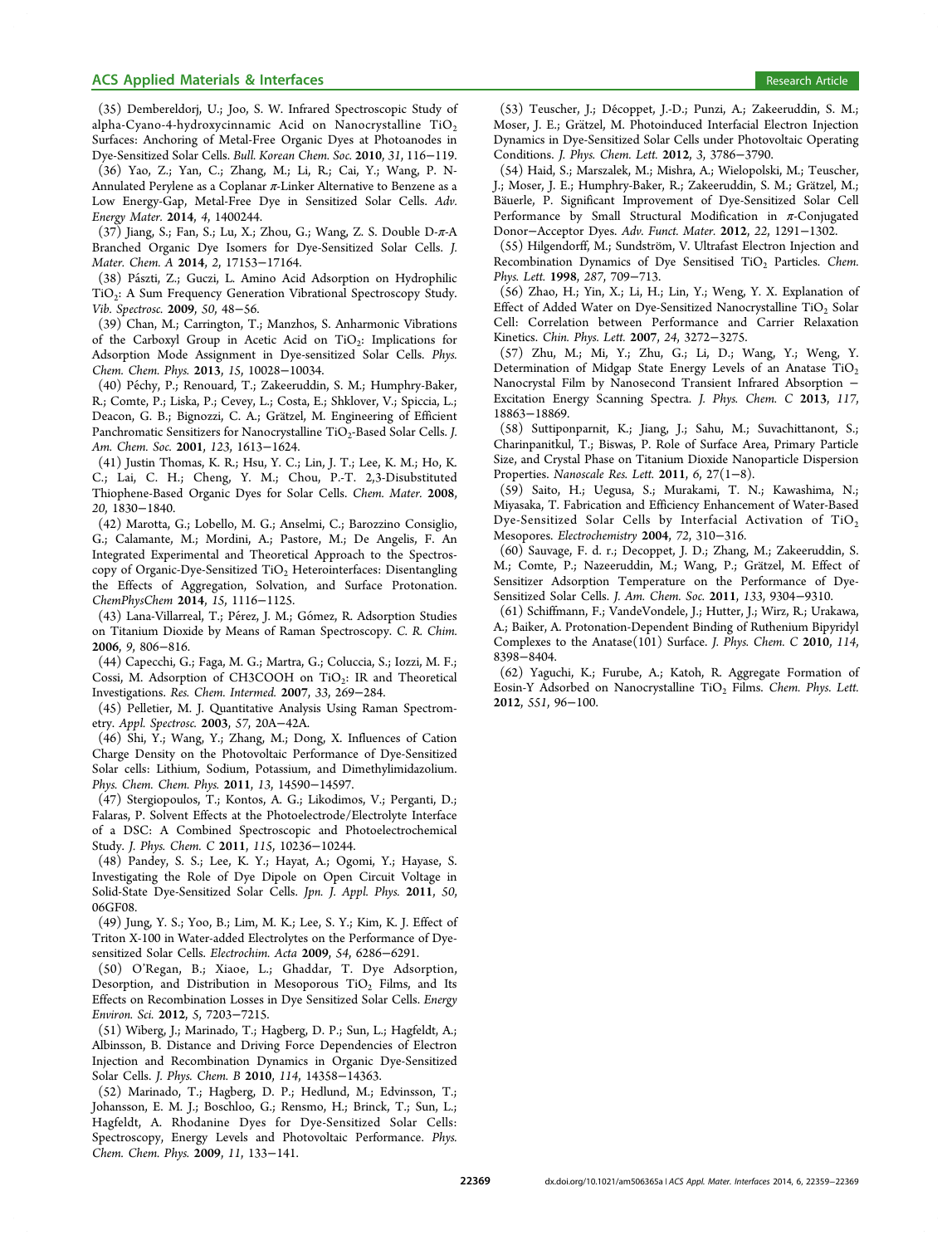(35) Dembereldorj, U.; Joo, S. W. Infrared Spectroscopic Study of alpha-Cyano-4-hydroxycinnamic Acid on Nanocrystalline $TiO_2$ Surfaces: Anchoring of Metal-Free Organic Dyes at Photoanodes in Dye-Sensitized Solar Cells. *Bull. Korean Chem. Soc.* **2010**, *31*, 116−119.

(36) Yao, Z.; Yan, C.; Zhang, M.; Li, R.; Cai, Y.; Wang, P. N-Annulated Perylene as a Coplanar π-Linker Alternative to Benzene as a Low Energy-Gap, Metal-Free Dye in Sensitized Solar Cells. *Adv. Energy Mater.* **2014**, *4*, 1400244.

(37) Jiang, S.; Fan, S.; Lu, X.; Zhou, G.; Wang, Z. S. Double D-π-A Branched Organic Dye Isomers for Dye-Sensitized Solar Cells. *J. Mater. Chem. A* **2014**, *2*, 17153−17164.

(38) Pászti, Z.; Guczi, L. Amino Acid Adsorption on Hydrophilic $TiO_2$: A Sum Frequency Generation Vibrational Spectroscopy Study. *Vib. Spectrosc.* **2009**, *50*, 48−56.

(39) Chan, M.; Carrington, T.; Manzhos, S. Anharmonic Vibrations of the Carboxyl Group in Acetic Acid on $TiO_2$: Implications for Adsorption Mode Assignment in Dye-sensitized Solar Cells. *Phys. Chem. Chem. Phys.* **2013**, *15*, 10028−10034.

(40) Péchy, P.; Renouard, T.; Zakeeruddin, S. M.; Humphry-Baker, R.; Comte, P.; Liska, P.; Cevey, L.; Costa, E.; Shklover, V.; Spiccia, L.; Deacon, G. B.; Bignozzi, C. A.; Grätzel, M. Engineering of Efficient Panchromatic Sensitizers for Nanocrystalline $TiO_2$-Based Solar Cells. *J. Am. Chem. Soc.* **2001**, *123*, 1613−1624.

(41) Justin Thomas, K. R.; Hsu, Y. C.; Lin, J. T.; Lee, K. M.; Ho, K. C.; Lai, C. H.; Cheng, Y. M.; Chou, P.-T. 2,3-Disubstituted Thiophene-Based Organic Dyes for Solar Cells. *Chem. Mater.* **2008**, *20*, 1830−1840.

(42) Marotta, G.; Lobello, M. G.; Anselmi, C.; Barozzino Consiglio, G.; Calamante, M.; Mordini, A.; Pastore, M.; De Angelis, F. An Integrated Experimental and Theoretical Approach to the Spectroscopy of Organic-Dye-Sensitized $TiO_2$ Heterointerfaces: Disentangling the Effects of Aggregation, Solvation, and Surface Protonation. *ChemPhysChem* **2014**, *15*, 1116−1125.

(43) Lana-Villarreal, T.; Pérez, J. M.; Gómez, R. Adsorption Studies on Titanium Dioxide by Means of Raman Spectroscopy. *C. R. Chim.* **2006**, *9*, 806−816.

(44) Capecchi, G.; Faga, M. G.; Martra, G.; Coluccia, S.; Iozzi, M. F.; Cossi, M. Adsorption of CH3COOH on $TiO_2$: IR and Theoretical Investigations. *Res. Chem. Intermed.* **2007**, *33*, 269−284.

(45) Pelletier, M. J. Quantitative Analysis Using Raman Spectrometry. *Appl. Spectrosc.* **2003**, *57*, 20A−42A.

(46) Shi, Y.; Wang, Y.; Zhang, M.; Dong, X. Influences of Cation Charge Density on the Photovoltaic Performance of Dye-Sensitized Solar cells: Lithium, Sodium, Potassium, and Dimethylimidazolium. *Phys. Chem. Chem. Phys.* **2011**, *13*, 14590−14597.

(47) Stergiopoulos, T.; Kontos, A. G.; Likodimos, V.; Perganti, D.; Falaras, P. Solvent Effects at the Photoelectrode/Electrolyte Interface of a DSC: A Combined Spectroscopic and Photoelectrochemical Study. *J. Phys. Chem. C* **2011**, *115*, 10236−10244.

(48) Pandey, S. S.; Lee, K. Y.; Hayat, A.; Ogomi, Y.; Hayase, S. Investigating the Role of Dye Dipole on Open Circuit Voltage in Solid-State Dye-Sensitized Solar Cells. *Jpn. J. Appl. Phys.* **2011**, *50*, 06GF08.

(49) Jung, Y. S.; Yoo, B.; Lim, M. K.; Lee, S. Y.; Kim, K. J. Effect of Triton X-100 in Water-added Electrolytes on the Performance of Dye-sensitized Solar Cells. *Electrochim. Acta* **2009**, *54*, 6286−6291.

(50) O'Regan, B.; Xiaoe, L.; Ghaddar, T. Dye Adsorption, Desorption, and Distribution in Mesoporous $TiO_2$ Films, and Its Effects on Recombination Losses in Dye Sensitized Solar Cells. *Energy Environ. Sci.* **2012**, *5*, 7203−7215.

(51) Wiberg, J.; Marinado, T.; Hagberg, D. P.; Sun, L.; Hagfeldt, A.; Albinsson, B. Distance and Driving Force Dependencies of Electron Injection and Recombination Dynamics in Organic Dye-Sensitized Solar Cells. *J. Phys. Chem. B* **2010**, *114*, 14358−14363.

(52) Marinado, T.; Hagberg, D. P.; Hedlund, M.; Edvinsson, T.; Johansson, E. M. J.; Boschloo, G.; Rensmo, H.; Brinck, T.; Sun, L.; Hagfeldt, A. Rhodanine Dyes for Dye-Sensitized Solar Cells: Spectroscopy, Energy Levels and Photovoltaic Performance. *Phys. Chem. Chem. Phys.* **2009**, *11*, 133−141.

(53) Teuscher, J.; Décoppet, J.-D.; Punzi, A.; Zakeeruddin, S. M.; Moser, J. E.; Grätzel, M. Photoinduced Interfacial Electron Injection Dynamics in Dye-Sensitized Solar Cells under Photovoltaic Operating Conditions. *J. Phys. Chem. Lett.* **2012**, *3*, 3786−3790.

(54) Haid, S.; Marszalek, M.; Mishra, A.; Wielopolski, M.; Teuscher, J.; Moser, J. E.; Humphry-Baker, R.; Zakeeruddin, S. M.; Grätzel, M.; Bäuerle, P. Significant Improvement of Dye-Sensitized Solar Cell Performance by Small Structural Modification in π-Conjugated Donor−Acceptor Dyes. *Adv. Funct. Mater.* **2012**, *22*, 1291−1302.

(55) Hilgendorff, M.; Sundström, V. Ultrafast Electron Injection and Recombination Dynamics of Dye Sensitised $TiO_2$ Particles. *Chem. Phys. Lett.* **1998**, *287*, 709−713.

(56) Zhao, H.; Yin, X.; Li, H.; Lin, Y.; Weng, Y. X. Explanation of Effect of Added Water on Dye-Sensitized Nanocrystalline $TiO_2$ Solar Cell: Correlation between Performance and Carrier Relaxation Kinetics. *Chin. Phys. Lett.* **2007**, *24*, 3272−3275.

(57) Zhu, M.; Mi, Y.; Zhu, G.; Li, D.; Wang, Y.; Weng, Y. Determination of Midgap State Energy Levels of an Anatase $TiO_2$ Nanocrystal Film by Nanosecond Transient Infrared Absorption − Excitation Energy Scanning Spectra. *J. Phys. Chem. C* **2013**, *117*, 18863−18869.

(58) Suttiponparnit, K.; Jiang, J.; Sahu, M.; Suvachittanont, S.; Charinpanitkul, T.; Biswas, P. Role of Surface Area, Primary Particle Size, and Crystal Phase on Titanium Dioxide Nanoparticle Dispersion Properties. *Nanoscale Res. Lett.* **2011**, *6*, 27(1−8).

(59) Saito, H.; Uegusa, S.; Murakami, T. N.; Kawashima, N.; Miyasaka, T. Fabrication and Efficiency Enhancement of Water-Based Dye-Sensitized Solar Cells by Interfacial Activation of $TiO_2$ Mesopores. *Electrochemistry* **2004**, *72*, 310−316.

(60) Sauvage, F. d. r.; Decoppet, J. D.; Zhang, M.; Zakeeruddin, S. M.; Comte, P.; Nazeeruddin, M.; Wang, P.; Grätzel, M. Effect of Sensitizer Adsorption Temperature on the Performance of Dye-Sensitized Solar Cells. *J. Am. Chem. Soc.* **2011**, *133*, 9304−9310.

(61) Schiffmann, F.; VandeVondele, J.; Hutter, J.; Wirz, R.; Urakawa, A.; Baiker, A. Protonation-Dependent Binding of Ruthenium Bipyridyl Complexes to the Anatase(101) Surface. *J. Phys. Chem. C* **2010**, *114*, 8398−8404.

(62) Yaguchi, K.; Furube, A.; Katoh, R. Aggregate Formation of Eosin-Y Adsorbed on Nanocrystalline $TiO_2$ Films. *Chem. Phys. Lett.* **2012**, *551*, 96−100.